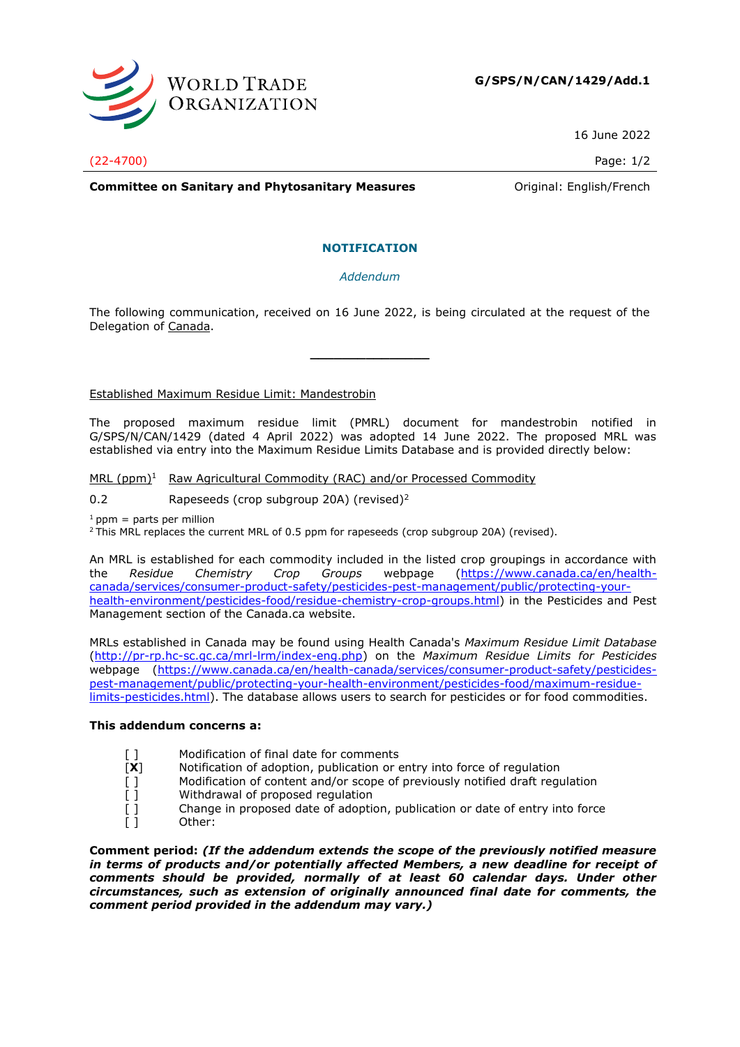World Trade Organization

**G/SPS/N/CAN/1429/Add.1**

16 June 2022

(22-4700)

**Committee on Sanitary and Phytosanitary Measures** Original: English/French

## NOTIFICATION

*Addendum*

The following communication, received on 16 June 2022, is being circulated at the request of the Delegation of Canada.

---

Established Maximum Residue Limit: Mandestrobin

The proposed maximum residue limit (PMRL) document for mandestrobin notified in G/SPS/N/CAN/1429 (dated 4 April 2022) was adopted 14 June 2022. The proposed MRL was established via entry into the Maximum Residue Limits Database and is provided directly below:

| MRL (ppm)[1] | Raw Agricultural Commodity (RAC) and/or Processed Commodity |
|---|---|
| 0.2 | Rapeseeds (crop subgroup 20A) (revised)[2] |

[1] ppm = parts per million
[2] This MRL replaces the current MRL of 0.5 ppm for rapeseeds (crop subgroup 20A) (revised).

An MRL is established for each commodity included in the listed crop groupings in accordance with the *Residue Chemistry Crop Groups* webpage (https://www.canada.ca/en/health-canada/services/consumer-product-safety/pesticides-pest-management/public/protecting-your-health-environment/pesticides-food/residue-chemistry-crop-groups.html) in the Pesticides and Pest Management section of the Canada.ca website.

MRLs established in Canada may be found using Health Canada's *Maximum Residue Limit Database* (http://pr-rp.hc-sc.gc.ca/mrl-lrm/index-eng.php) on the *Maximum Residue Limits for Pesticides* webpage (https://www.canada.ca/en/health-canada/services/consumer-product-safety/pesticides-pest-management/public/protecting-your-health-environment/pesticides-food/maximum-residue-limits-pesticides.html). The database allows users to search for pesticides or for food commodities.

**This addendum concerns a:**

- [ ] Modification of final date for comments
- [**X**] Notification of adoption, publication or entry into force of regulation
- [ ] Modification of content and/or scope of previously notified draft regulation
- [ ] Withdrawal of proposed regulation
- [ ] Change in proposed date of adoption, publication or date of entry into force
- [ ] Other:

**Comment period:** ***(If the addendum extends the scope of the previously notified measure in terms of products and/or potentially affected Members, a new deadline for receipt of comments should be provided, normally of at least 60 calendar days. Under other circumstances, such as extension of originally announced final date for comments, the comment period provided in the addendum may vary.)***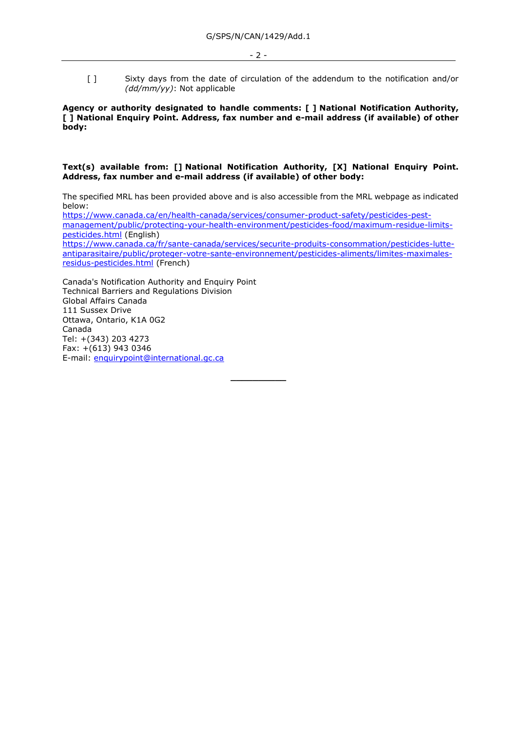[ ] Sixty days from the date of circulation of the addendum to the notification and/or *(dd/mm/yy)*: Not applicable

**Agency or authority designated to handle comments: [ ] National Notification Authority, [ ] National Enquiry Point. Address, fax number and e-mail address (if available) of other body:**

**Text(s) available from: [] National Notification Authority, [X] National Enquiry Point. Address, fax number and e-mail address (if available) of other body:**

The specified MRL has been provided above and is also accessible from the MRL webpage as indicated below:
https://www.canada.ca/en/health-canada/services/consumer-product-safety/pesticides-pest-management/public/protecting-your-health-environment/pesticides-food/maximum-residue-limits-pesticides.html (English)
https://www.canada.ca/fr/sante-canada/services/securite-produits-consommation/pesticides-lutte-antiparasitaire/public/proteger-votre-sante-environnement/pesticides-aliments/limites-maximales-residus-pesticides.html (French)

Canada's Notification Authority and Enquiry Point
Technical Barriers and Regulations Division
Global Affairs Canada
111 Sussex Drive
Ottawa, Ontario, K1A 0G2
Canada
Tel: +(343) 203 4273
Fax: +(613) 943 0346
E-mail: enquirypoint@international.gc.ca